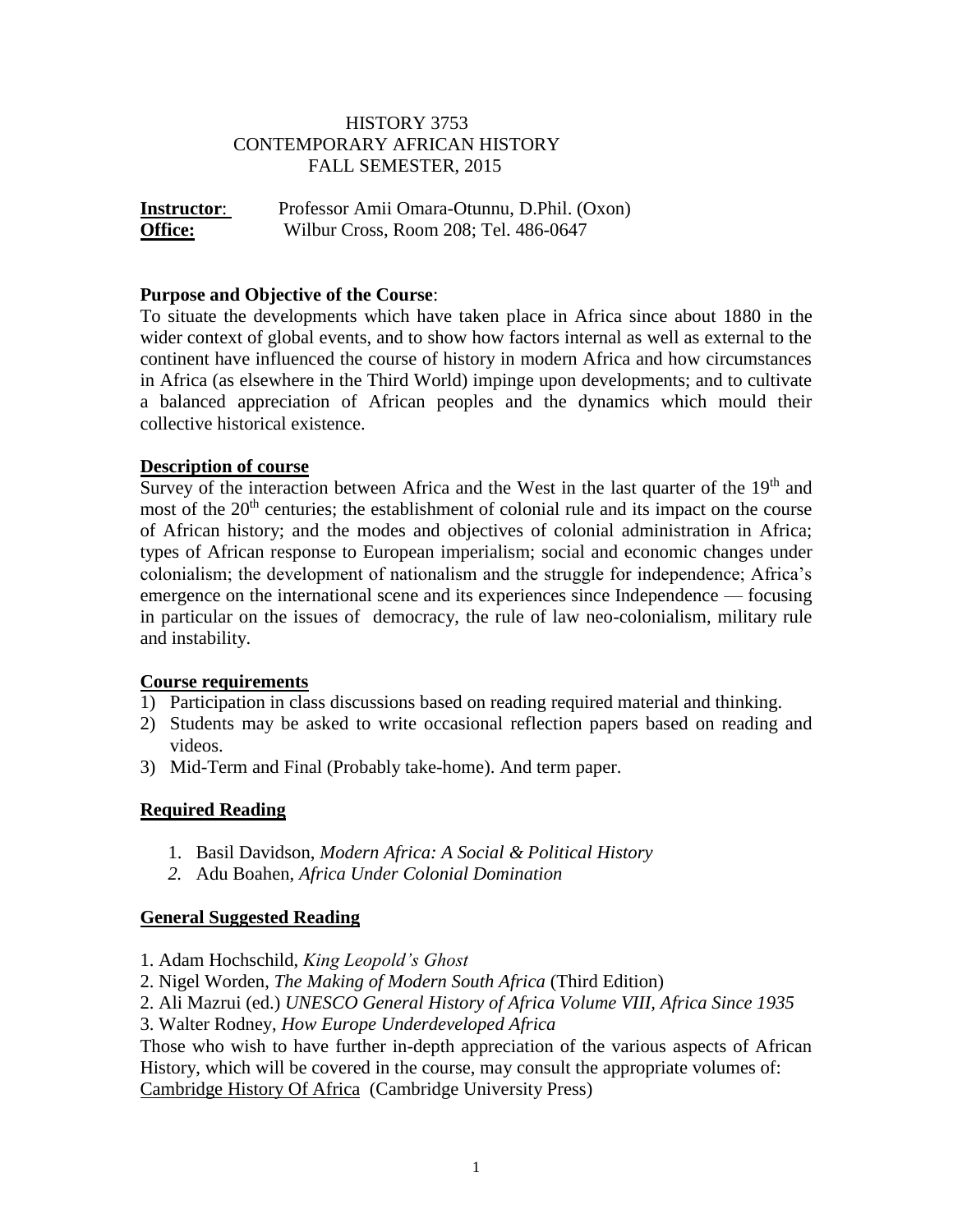# HISTORY 3753
## CONTEMPORARY AFRICAN HISTORY
## FALL SEMESTER, 2015

**Instructor**: Professor Amii Omara-Otunnu, D.Phil. (Oxon)
**Office:** Wilbur Cross, Room 208; Tel. 486-0647

**Purpose and Objective of the Course**:
To situate the developments which have taken place in Africa since about 1880 in the wider context of global events, and to show how factors internal as well as external to the continent have influenced the course of history in modern Africa and how circumstances in Africa (as elsewhere in the Third World) impinge upon developments; and to cultivate a balanced appreciation of African peoples and the dynamics which mould their collective historical existence.

**Description of course**

Survey of the interaction between Africa and the West in the last quarter of the 19th and most of the 20th centuries; the establishment of colonial rule and its impact on the course of African history; and the modes and objectives of colonial administration in Africa; types of African response to European imperialism; social and economic changes under colonialism; the development of nationalism and the struggle for independence; Africa's emergence on the international scene and its experiences since Independence — focusing in particular on the issues of democracy, the rule of law neo-colonialism, military rule and instability.

**Course requirements**

1) Participation in class discussions based on reading required material and thinking.
2) Students may be asked to write occasional reflection papers based on reading and videos.
3) Mid-Term and Final (Probably take-home). And term paper.

**Required Reading**

1. Basil Davidson, *Modern Africa: A Social & Political History*
2. Adu Boahen, *Africa Under Colonial Domination*

**General Suggested Reading**

1. Adam Hochschild, *King Leopold's Ghost*
2. Nigel Worden, *The Making of Modern South Africa* (Third Edition)
2. Ali Mazrui (ed.) *UNESCO General History of Africa Volume VIII, Africa Since 1935*
3. Walter Rodney, *How Europe Underdeveloped Africa*

Those who wish to have further in-depth appreciation of the various aspects of African History, which will be covered in the course, may consult the appropriate volumes of: Cambridge History Of Africa (Cambridge University Press)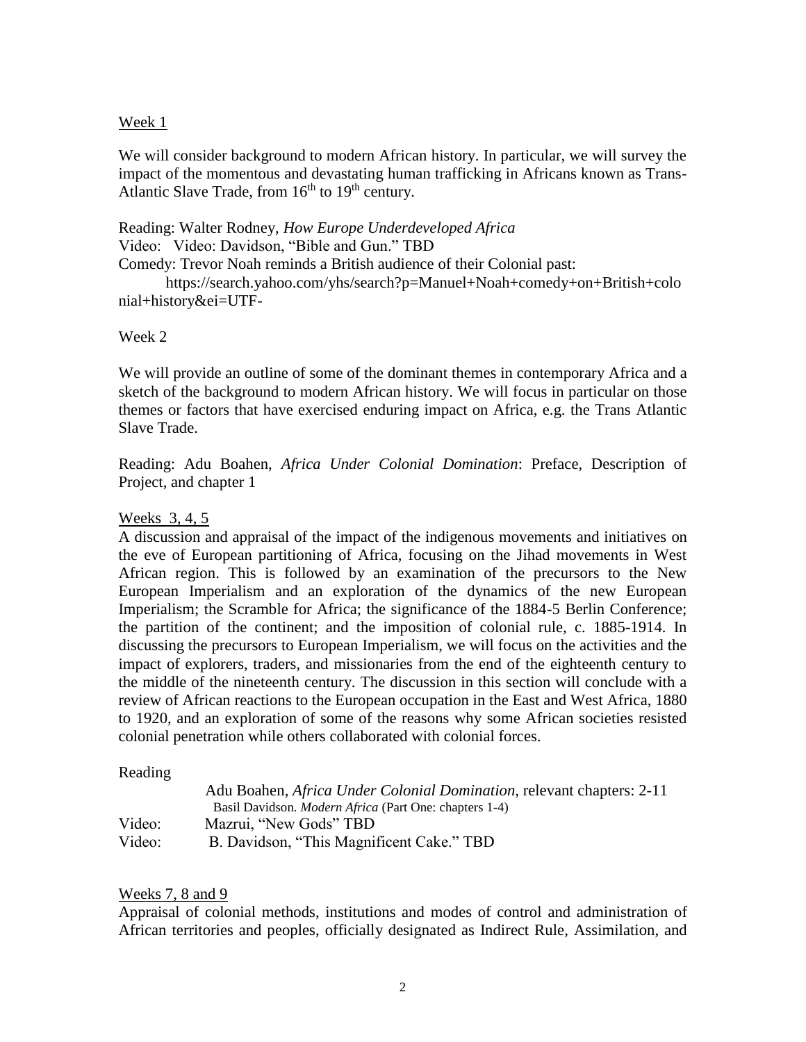Week 1

We will consider background to modern African history. In particular, we will survey the impact of the momentous and devastating human trafficking in Africans known as Trans-Atlantic Slave Trade, from 16th to 19th century.

Reading: Walter Rodney, *How Europe Underdeveloped Africa*
Video: Video: Davidson, "Bible and Gun." TBD
Comedy: Trevor Noah reminds a British audience of their Colonial past:
https://search.yahoo.com/yhs/search?p=Manuel+Noah+comedy+on+British+colonial+history&ei=UTF-

Week 2

We will provide an outline of some of the dominant themes in contemporary Africa and a sketch of the background to modern African history. We will focus in particular on those themes or factors that have exercised enduring impact on Africa, e.g. the Trans Atlantic Slave Trade.

Reading: Adu Boahen, *Africa Under Colonial Domination*: Preface, Description of Project, and chapter 1

Weeks 3, 4, 5

A discussion and appraisal of the impact of the indigenous movements and initiatives on the eve of European partitioning of Africa, focusing on the Jihad movements in West African region. This is followed by an examination of the precursors to the New European Imperialism and an exploration of the dynamics of the new European Imperialism; the Scramble for Africa; the significance of the 1884-5 Berlin Conference; the partition of the continent; and the imposition of colonial rule, c. 1885-1914. In discussing the precursors to European Imperialism, we will focus on the activities and the impact of explorers, traders, and missionaries from the end of the eighteenth century to the middle of the nineteenth century. The discussion in this section will conclude with a review of African reactions to the European occupation in the East and West Africa, 1880 to 1920, and an exploration of some of the reasons why some African societies resisted colonial penetration while others collaborated with colonial forces.

Reading

Adu Boahen, *Africa Under Colonial Domination*, relevant chapters: 2-11
Basil Davidson. *Modern Africa* (Part One: chapters 1-4)

Video: Mazrui, "New Gods" TBD
Video: B. Davidson, "This Magnificent Cake." TBD

Weeks 7, 8 and 9

Appraisal of colonial methods, institutions and modes of control and administration of African territories and peoples, officially designated as Indirect Rule, Assimilation, and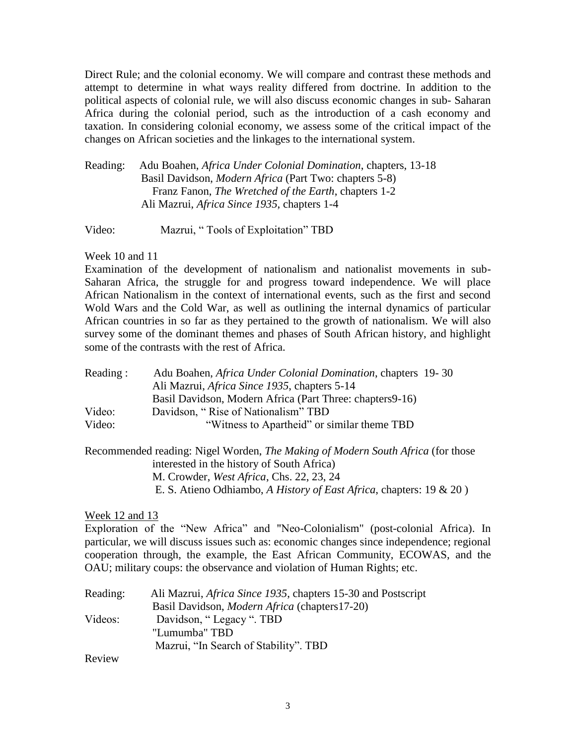Direct Rule; and the colonial economy. We will compare and contrast these methods and attempt to determine in what ways reality differed from doctrine. In addition to the political aspects of colonial rule, we will also discuss economic changes in sub- Saharan Africa during the colonial period, such as the introduction of a cash economy and taxation. In considering colonial economy, we assess some of the critical impact of the changes on African societies and the linkages to the international system.

Reading: Adu Boahen, *Africa Under Colonial Domination*, chapters, 13-18
Basil Davidson, *Modern Africa* (Part Two: chapters 5-8)
Franz Fanon, *The Wretched of the Earth*, chapters 1-2
Ali Mazrui, *Africa Since 1935*, chapters 1-4

Video: Mazrui, " Tools of Exploitation" TBD

Week 10 and 11

Examination of the development of nationalism and nationalist movements in sub-Saharan Africa, the struggle for and progress toward independence. We will place African Nationalism in the context of international events, such as the first and second Wold Wars and the Cold War, as well as outlining the internal dynamics of particular African countries in so far as they pertained to the growth of nationalism. We will also survey some of the dominant themes and phases of South African history, and highlight some of the contrasts with the rest of Africa.

Reading : Adu Boahen, *Africa Under Colonial Domination*, chapters 19- 30
Ali Mazrui, *Africa Since 1935*, chapters 5-14
Basil Davidson, Modern Africa (Part Three: chapters9-16)
Video: Davidson, " Rise of Nationalism" TBD
Video: "Witness to Apartheid" or similar theme TBD

Recommended reading: Nigel Worden, *The Making of Modern South Africa* (for those interested in the history of South Africa)
M. Crowder, *West Africa*, Chs. 22, 23, 24
E. S. Atieno Odhiambo, *A History of East Africa*, chapters: 19 & 20 )

Week 12 and 13

Exploration of the "New Africa" and "Neo-Colonialism" (post-colonial Africa). In particular, we will discuss issues such as: economic changes since independence; regional cooperation through, the example, the East African Community, ECOWAS, and the OAU; military coups: the observance and violation of Human Rights; etc.

Reading: Ali Mazrui, *Africa Since 1935*, chapters 15-30 and Postscript
Basil Davidson, *Modern Africa* (chapters17-20)
Videos: Davidson, " Legacy ". TBD
"Lumumba" TBD
Mazrui, "In Search of Stability". TBD

Review